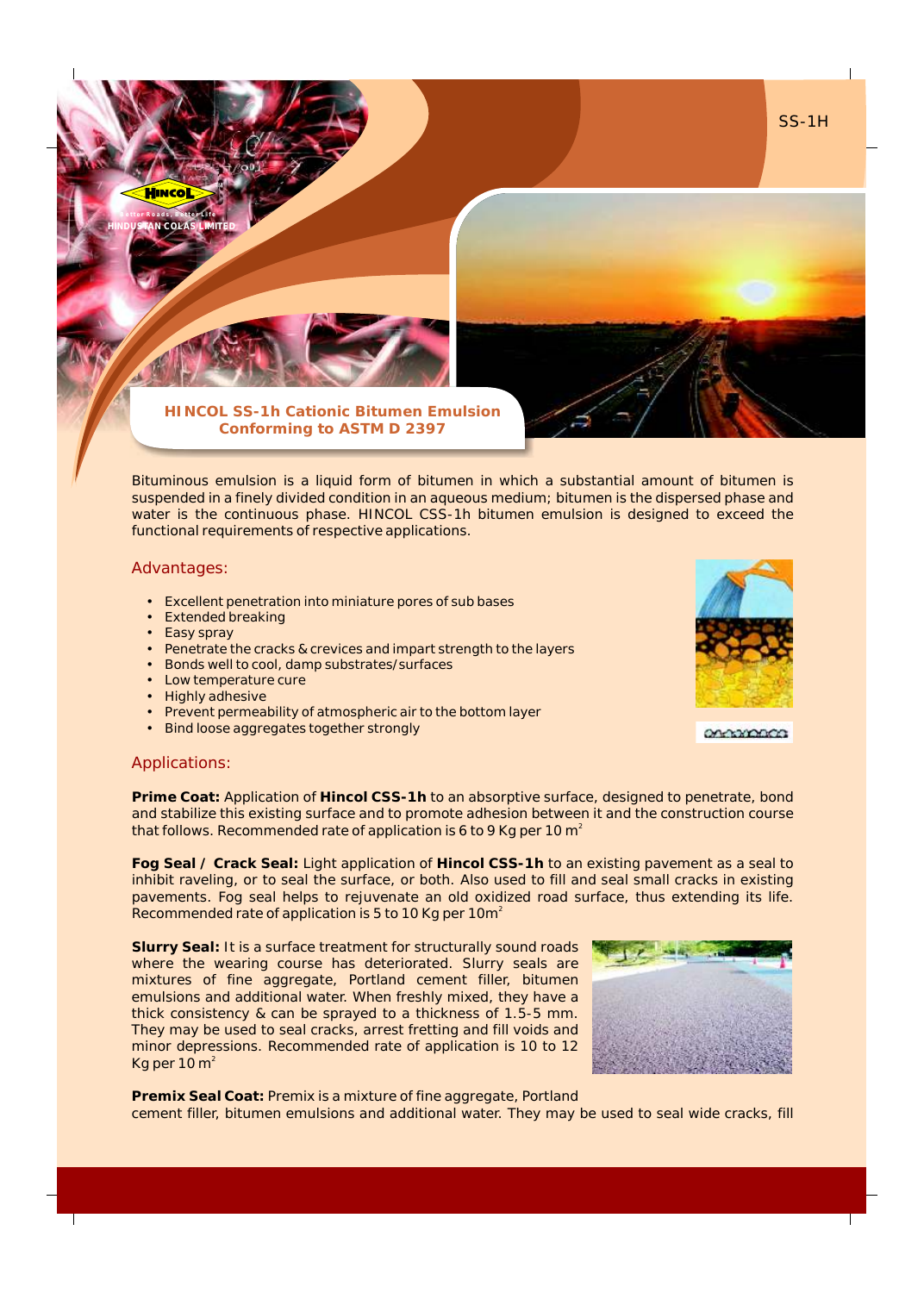SS-1H

HINCOL
Better Roads, Better Life
HINDUSTAN COLAS LIMITED

# HINCOL SS-1h Cationic Bitumen Emulsion Conforming to ASTM D 2397

Bituminous emulsion is a liquid form of bitumen in which a substantial amount of bitumen is suspended in a finely divided condition in an aqueous medium; bitumen is the dispersed phase and water is the continuous phase. HINCOL CSS-1h bitumen emulsion is designed to exceed the functional requirements of respective applications.

## Advantages:

- Excellent penetration into miniature pores of sub bases
- Extended breaking
- Easy spray
- Penetrate the cracks & crevices and impart strength to the layers
- Bonds well to cool, damp substrates/surfaces
- Low temperature cure
- Highly adhesive
- Prevent permeability of atmospheric air to the bottom layer
- Bind loose aggregates together strongly

## Applications:

**Prime Coat:** Application of **Hincol CSS-1h** to an absorptive surface, designed to penetrate, bond and stabilize this existing surface and to promote adhesion between it and the construction course that follows. Recommended rate of application is 6 to 9 Kg per 10 $m^2$

**Fog Seal / Crack Seal:** Light application of **Hincol CSS-1h** to an existing pavement as a seal to inhibit raveling, or to seal the surface, or both. Also used to fill and seal small cracks in existing pavements. Fog seal helps to rejuvenate an old oxidized road surface, thus extending its life. Recommended rate of application is 5 to 10 Kg per $10m^2$

**Slurry Seal:** It is a surface treatment for structurally sound roads where the wearing course has deteriorated. Slurry seals are mixtures of fine aggregate, Portland cement filler, bitumen emulsions and additional water. When freshly mixed, they have a thick consistency & can be sprayed to a thickness of 1.5-5 mm. They may be used to seal cracks, arrest fretting and fill voids and minor depressions. Recommended rate of application is 10 to 12 Kg per 10 $m^2$

**Premix Seal Coat:** Premix is a mixture of fine aggregate, Portland cement filler, bitumen emulsions and additional water. They may be used to seal wide cracks, fill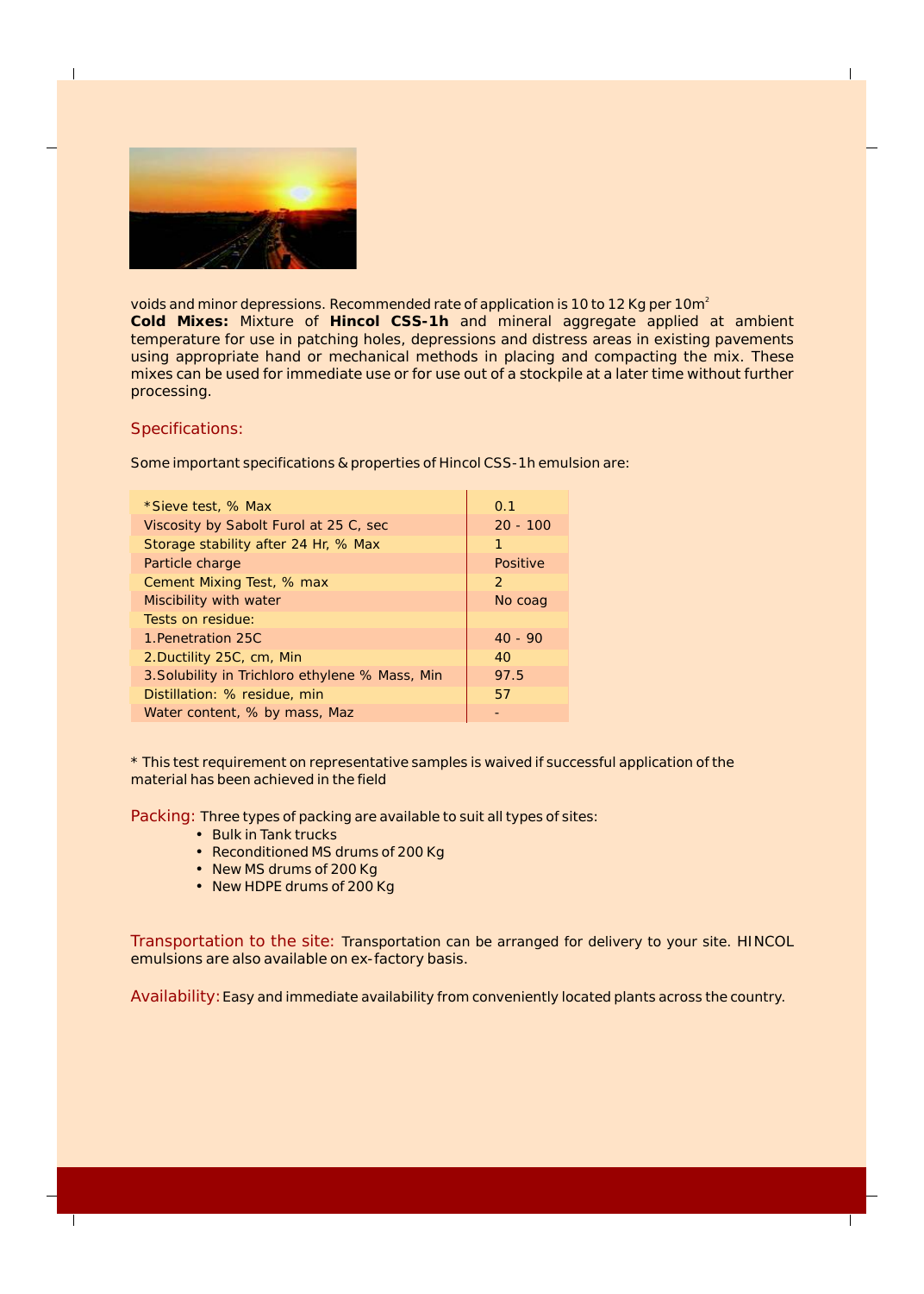voids and minor depressions. Recommended rate of application is 10 to 12 Kg per $10m^2$

**Cold Mixes:** Mixture of **Hincol CSS-1h** and mineral aggregate applied at ambient temperature for use in patching holes, depressions and distress areas in existing pavements using appropriate hand or mechanical methods in placing and compacting the mix. These mixes can be used for immediate use or for use out of a stockpile at a later time without further processing.

## Specifications:

Some important specifications & properties of Hincol CSS-1h emulsion are:

| | |
|---|---|
| *Sieve test, % Max | 0.1 |
| Viscosity by Sabolt Furol at 25 C, sec | 20 - 100 |
| Storage stability after 24 Hr, % Max | 1 |
| Particle charge | Positive |
| Cement Mixing Test, % max | 2 |
| Miscibility with water | No coag |
| Tests on residue: | |
| 1.Penetration 25C | 40 - 90 |
| 2.Ductility 25C, cm, Min | 40 |
| 3.Solubility in Trichloro ethylene % Mass, Min | 97.5 |
| Distillation: % residue, min | 57 |
| Water content, % by mass, Maz | - |

* This test requirement on representative samples is waived if successful application of the material has been achieved in the field

**Packing:** Three types of packing are available to suit all types of sites:

- Bulk in Tank trucks
- Reconditioned MS drums of 200 Kg
- New MS drums of 200 Kg
- New HDPE drums of 200 Kg

**Transportation to the site:** Transportation can be arranged for delivery to your site. HINCOL emulsions are also available on ex-factory basis.

**Availability:** Easy and immediate availability from conveniently located plants across the country.